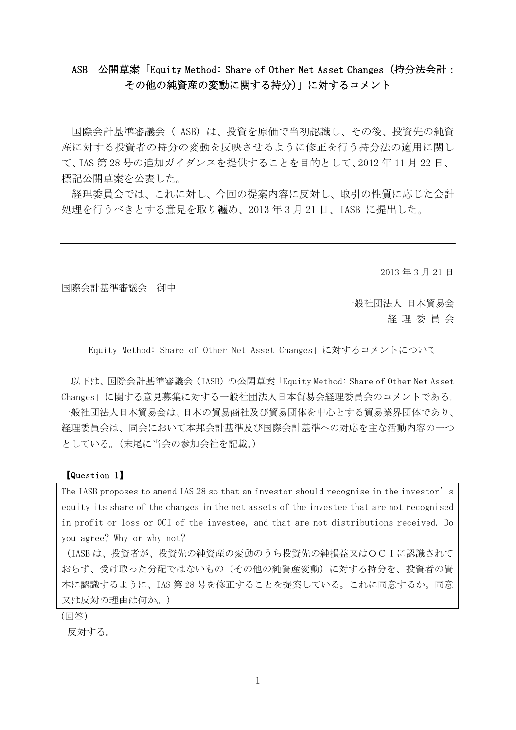## ASB　公開草案「Equity Method: Share of Other Net Asset Changes（持分法会計：その他の純資産の変動に関する持分)」に対するコメント

国際会計基準審議会（IASB）は、投資を原価で当初認識し、その後、投資先の純資産に対する投資者の持分の変動を反映させるように修正を行う持分法の適用に関して、IAS 第 28 号の追加ガイダンスを提供することを目的として、2012 年 11 月 22 日、標記公開草案を公表した。

経理委員会では、これに対し、今回の提案内容に反対し、取引の性質に応じた会計処理を行うべきとする意見を取り纏め、2013 年 3 月 21 日、IASB に提出した。

---

2013 年 3 月 21 日

国際会計基準審議会　御中

一般社団法人　日本貿易会
経 理 委 員 会

「Equity Method: Share of Other Net Asset Changes」に対するコメントについて

以下は、国際会計基準審議会（IASB）の公開草案「Equity Method: Share of Other Net Asset Changes」に関する意見募集に対する一般社団法人日本貿易会経理委員会のコメントである。一般社団法人日本貿易会は、日本の貿易商社及び貿易団体を中心とする貿易業界団体であり、経理委員会は、同会において本邦会計基準及び国際会計基準への対応を主な活動内容の一つとしている。(末尾に当会の参加会社を記載。)

**【Question 1】**

| The IASB proposes to amend IAS 28 so that an investor should recognise in the investor's equity its share of the changes in the net assets of the investee that are not recognised in profit or loss or OCI of the investee, and that are not distributions received. Do you agree? Why or why not?<br>（IASB は、投資者が、投資先の純資産の変動のうち投資先の純損益又はＯＣＩに認識されておらず、受け取った分配ではないもの（その他の純資産変動）に対する持分を、投資者の資本に認識するように、IAS 第 28 号を修正することを提案している。これに同意するか。同意又は反対の理由は何か。) |
|---|

(回答)

反対する。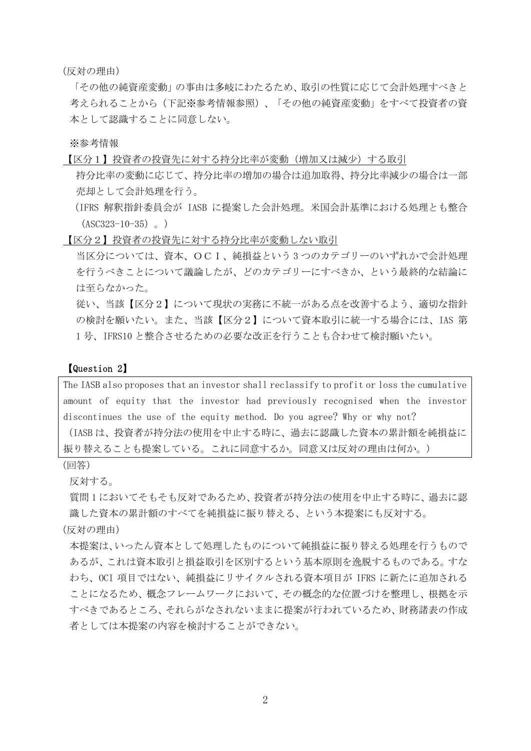(反対の理由)

「その他の純資産変動」の事由は多岐にわたるため、取引の性質に応じて会計処理すべきと考えられることから（下記※参考情報参照）、「その他の純資産変動」をすべて投資者の資本として認識することに同意しない。

※参考情報

【区分１】投資者の投資先に対する持分比率が変動（増加又は減少）する取引

持分比率の変動に応じて、持分比率の増加の場合は追加取得、持分比率減少の場合は一部売却として会計処理を行う。

（IFRS 解釈指針委員会が IASB に提案した会計処理。米国会計基準における処理とも整合（ASC323-10-35）。）

【区分２】投資者の投資先に対する持分比率が変動しない取引

当区分については、資本、ＯＣＩ、純損益という３つのカテゴリーのいずれかで会計処理を行うべきことについて議論したが、どのカテゴリーにすべきか、という最終的な結論には至らなかった。

従い、当該【区分２】について現状の実務に不統一がある点を改善するよう、適切な指針の検討を願いたい。また、当該【区分２】について資本取引に統一する場合には、IAS 第1 号、IFRS10 と整合させるための必要な改正を行うことも合わせて検討願いたい。

**【Question 2】**

The IASB also proposes that an investor shall reclassify to profit or loss the cumulative amount of equity that the investor had previously recognised when the investor discontinues the use of the equity method. Do you agree? Why or why not?

（IASB は、投資者が持分法の使用を中止する時に、過去に認識した資本の累計額を純損益に振り替えることも提案している。これに同意するか。同意又は反対の理由は何か。）

(回答)

反対する。

質問１においてそもそも反対であるため、投資者が持分法の使用を中止する時に、過去に認識した資本の累計額のすべてを純損益に振り替える、という本提案にも反対する。

(反対の理由)

本提案は、いったん資本として処理したものについて純損益に振り替える処理を行うものであるが、これは資本取引と損益取引を区別するという基本原則を逸脱するものである。すなわち、OCI 項目ではない、純損益にリサイクルされる資本項目が IFRS に新たに追加されることになるため、概念フレームワークにおいて、その概念的な位置づけを整理し、根拠を示すべきであるところ、それらがなされないままに提案が行われているため、財務諸表の作成者としては本提案の内容を検討することができない。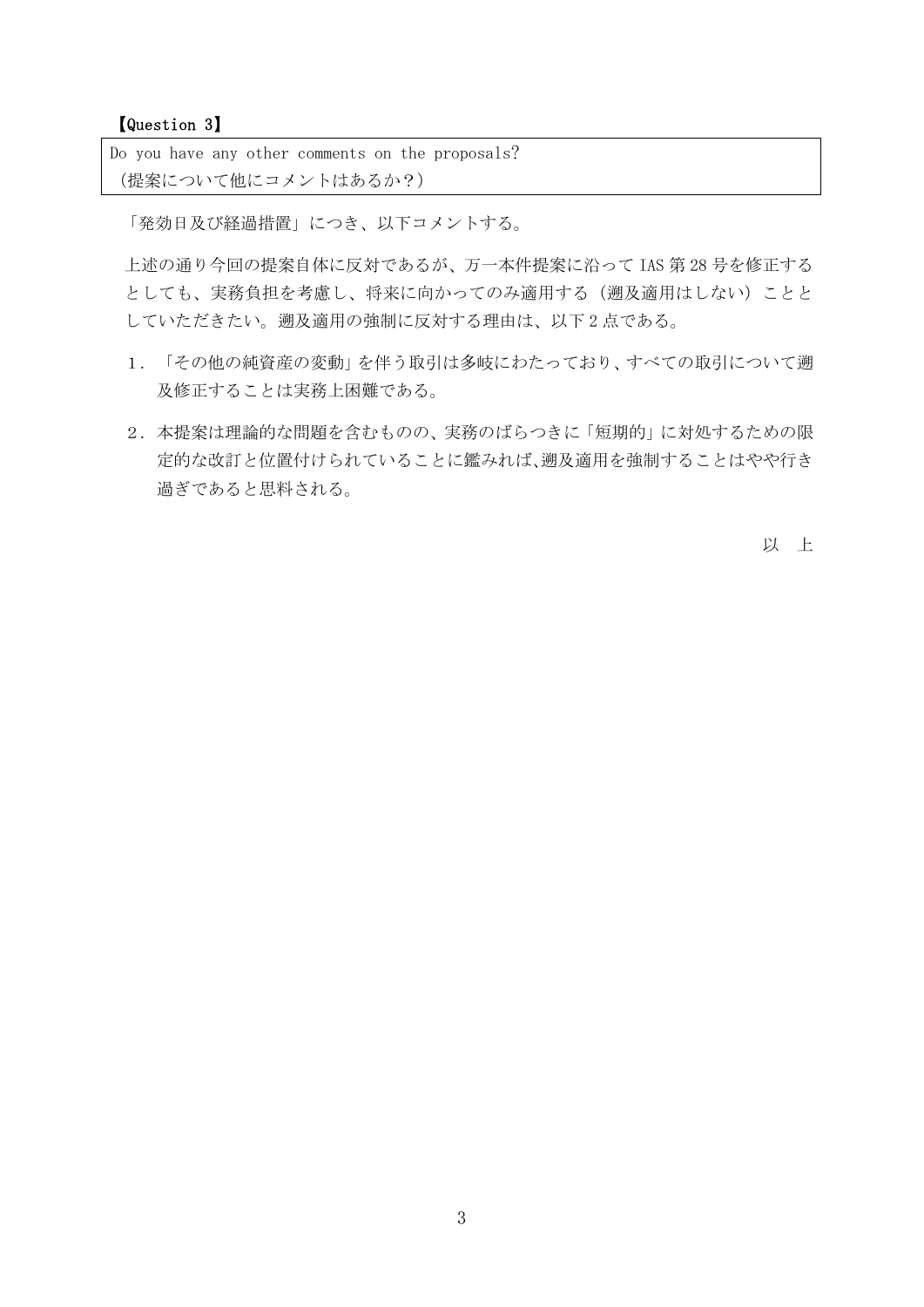【Question 3】

> Do you have any other comments on the proposals?
> （提案について他にコメントはあるか？）

「発効日及び経過措置」につき、以下コメントする。

上述の通り今回の提案自体に反対であるが、万一本件提案に沿って IAS 第 28 号を修正するとしても、実務負担を考慮し、将来に向かってのみ適用する（遡及適用はしない）こととしていただきたい。遡及適用の強制に反対する理由は、以下 2 点である。

1．「その他の純資産の変動」を伴う取引は多岐にわたっており、すべての取引について遡及修正することは実務上困難である。

2．本提案は理論的な問題を含むものの、実務のばらつきに「短期的」に対処するための限定的な改訂と位置付けられていることに鑑みれば、遡及適用を強制することはやや行き過ぎであると思料される。

以　上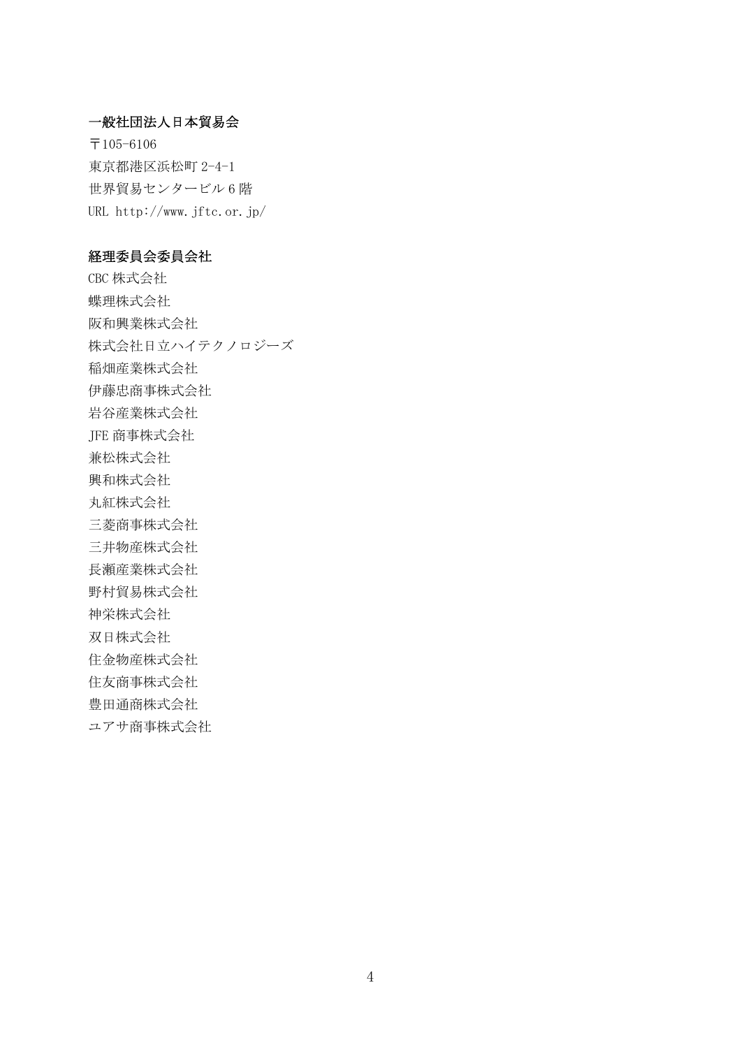**一般社団法人日本貿易会**

〒105-6106
東京都港区浜松町 2-4-1
世界貿易センタービル 6 階
URL http://www.jftc.or.jp/

**経理委員会委員会社**

CBC 株式会社
蝶理株式会社
阪和興業株式会社
株式会社日立ハイテクノロジーズ
稲畑産業株式会社
伊藤忠商事株式会社
岩谷産業株式会社
JFE 商事株式会社
兼松株式会社
興和株式会社
丸紅株式会社
三菱商事株式会社
三井物産株式会社
長瀬産業株式会社
野村貿易株式会社
神栄株式会社
双日株式会社
住金物産株式会社
住友商事株式会社
豊田通商株式会社
ユアサ商事株式会社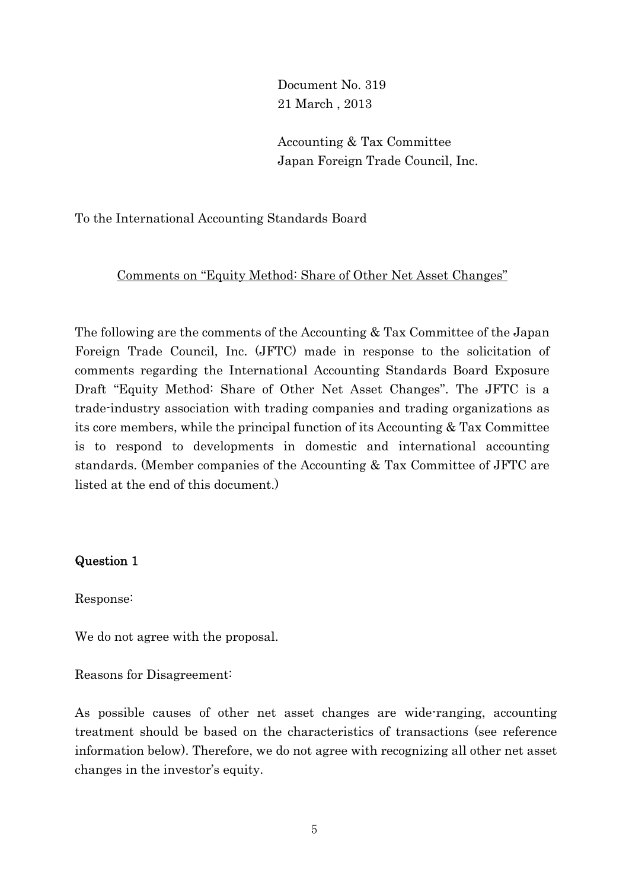Document No. 319
21 March , 2013

Accounting & Tax Committee
Japan Foreign Trade Council, Inc.

To the International Accounting Standards Board

<u>Comments on "Equity Method: Share of Other Net Asset Changes"</u>

The following are the comments of the Accounting & Tax Committee of the Japan Foreign Trade Council, Inc. (JFTC) made in response to the solicitation of comments regarding the International Accounting Standards Board Exposure Draft "Equity Method: Share of Other Net Asset Changes". The JFTC is a trade-industry association with trading companies and trading organizations as its core members, while the principal function of its Accounting & Tax Committee is to respond to developments in domestic and international accounting standards. (Member companies of the Accounting & Tax Committee of JFTC are listed at the end of this document.)

**Question 1**

Response:

We do not agree with the proposal.

Reasons for Disagreement:

As possible causes of other net asset changes are wide-ranging, accounting treatment should be based on the characteristics of transactions (see reference information below). Therefore, we do not agree with recognizing all other net asset changes in the investor's equity.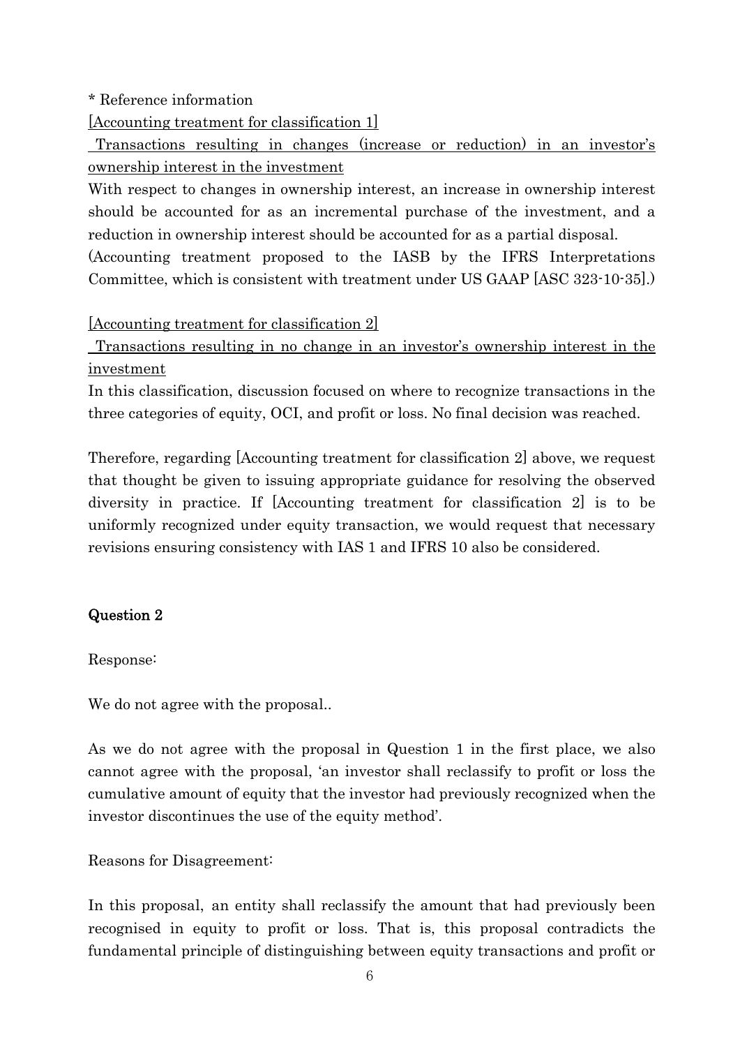* Reference information

[Accounting treatment for classification 1]

Transactions resulting in changes (increase or reduction) in an investor's ownership interest in the investment

With respect to changes in ownership interest, an increase in ownership interest should be accounted for as an incremental purchase of the investment, and a reduction in ownership interest should be accounted for as a partial disposal.

(Accounting treatment proposed to the IASB by the IFRS Interpretations Committee, which is consistent with treatment under US GAAP [ASC 323-10-35].)

[Accounting treatment for classification 2]

Transactions resulting in no change in an investor's ownership interest in the investment

In this classification, discussion focused on where to recognize transactions in the three categories of equity, OCI, and profit or loss. No final decision was reached.

Therefore, regarding [Accounting treatment for classification 2] above, we request that thought be given to issuing appropriate guidance for resolving the observed diversity in practice. If [Accounting treatment for classification 2] is to be uniformly recognized under equity transaction, we would request that necessary revisions ensuring consistency with IAS 1 and IFRS 10 also be considered.

## Question 2

Response:

We do not agree with the proposal..

As we do not agree with the proposal in Question 1 in the first place, we also cannot agree with the proposal, 'an investor shall reclassify to profit or loss the cumulative amount of equity that the investor had previously recognized when the investor discontinues the use of the equity method'.

Reasons for Disagreement:

In this proposal, an entity shall reclassify the amount that had previously been recognised in equity to profit or loss. That is, this proposal contradicts the fundamental principle of distinguishing between equity transactions and profit or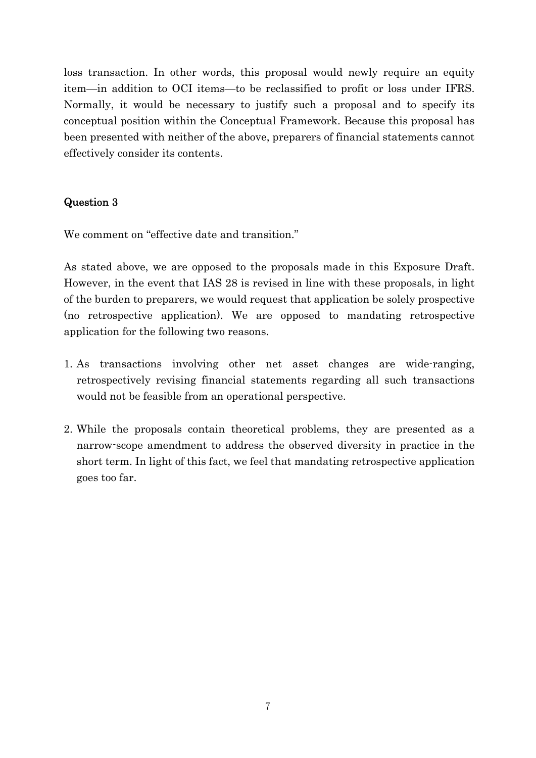loss transaction. In other words, this proposal would newly require an equity item—in addition to OCI items—to be reclassified to profit or loss under IFRS. Normally, it would be necessary to justify such a proposal and to specify its conceptual position within the Conceptual Framework. Because this proposal has been presented with neither of the above, preparers of financial statements cannot effectively consider its contents.

## Question 3

We comment on "effective date and transition."

As stated above, we are opposed to the proposals made in this Exposure Draft. However, in the event that IAS 28 is revised in line with these proposals, in light of the burden to preparers, we would request that application be solely prospective (no retrospective application). We are opposed to mandating retrospective application for the following two reasons.

1. As transactions involving other net asset changes are wide-ranging, retrospectively revising financial statements regarding all such transactions would not be feasible from an operational perspective.

2. While the proposals contain theoretical problems, they are presented as a narrow-scope amendment to address the observed diversity in practice in the short term. In light of this fact, we feel that mandating retrospective application goes too far.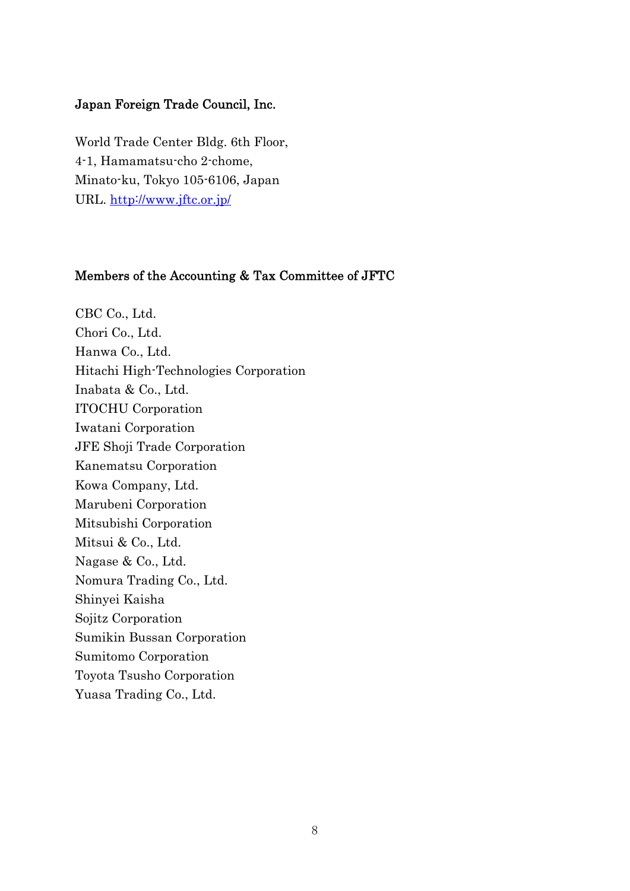## Japan Foreign Trade Council, Inc.

World Trade Center Bldg. 6th Floor,
4-1, Hamamatsu-cho 2-chome,
Minato-ku, Tokyo 105-6106, Japan
URL. http://www.jftc.or.jp/

## Members of the Accounting & Tax Committee of JFTC

CBC Co., Ltd.
Chori Co., Ltd.
Hanwa Co., Ltd.
Hitachi High-Technologies Corporation
Inabata & Co., Ltd.
ITOCHU Corporation
Iwatani Corporation
JFE Shoji Trade Corporation
Kanematsu Corporation
Kowa Company, Ltd.
Marubeni Corporation
Mitsubishi Corporation
Mitsui & Co., Ltd.
Nagase & Co., Ltd.
Nomura Trading Co., Ltd.
Shinyei Kaisha
Sojitz Corporation
Sumikin Bussan Corporation
Sumitomo Corporation
Toyota Tsusho Corporation
Yuasa Trading Co., Ltd.